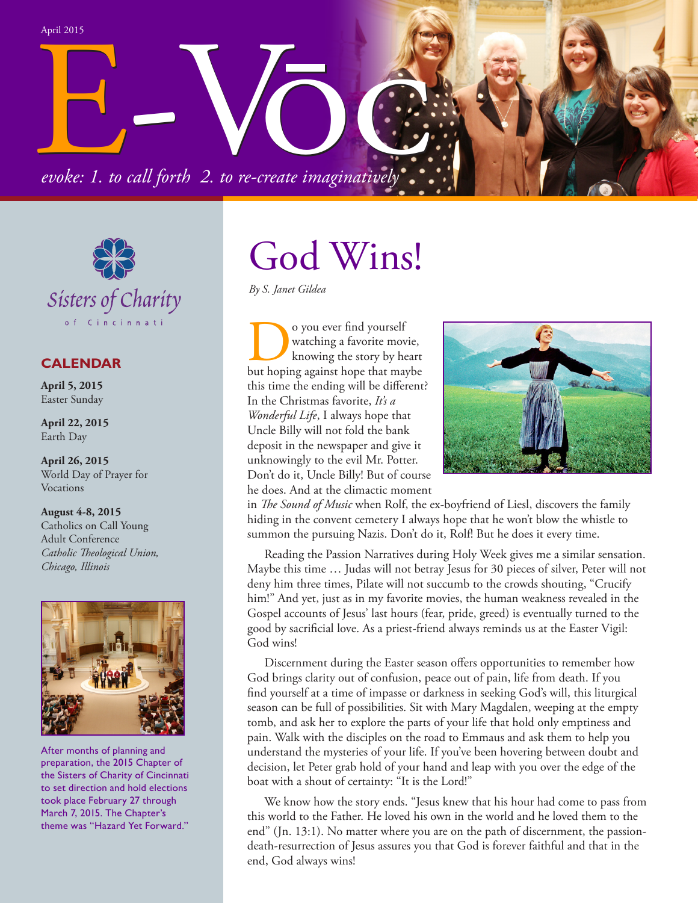April 2015

# E-Vōc

*evoke: 1. to call forth 2. to re-create imaginatively*

Sisters of Charity of Cincinnati

## CALENDAR

**April 5, 2015**
Easter Sunday

**April 22, 2015**
Earth Day

**April 26, 2015**
World Day of Prayer for Vocations

**August 4-8, 2015**
Catholics on Call Young Adult Conference
*Catholic Theological Union, Chicago, Illinois*

After months of planning and preparation, the 2015 Chapter of the Sisters of Charity of Cincinnati to set direction and hold elections took place February 27 through March 7, 2015. The Chapter's theme was "Hazard Yet Forward."

# God Wins!

*By S. Janet Gildea*

Do you ever find yourself watching a favorite movie, knowing the story by heart but hoping against hope that maybe this time the ending will be different? In the Christmas favorite, *It's a Wonderful Life*, I always hope that Uncle Billy will not fold the bank deposit in the newspaper and give it unknowingly to the evil Mr. Potter. Don't do it, Uncle Billy! But of course he does. And at the climactic moment in *The Sound of Music* when Rolf, the ex-boyfriend of Liesl, discovers the family hiding in the convent cemetery I always hope that he won't blow the whistle to summon the pursuing Nazis. Don't do it, Rolf! But he does it every time.

Reading the Passion Narratives during Holy Week gives me a similar sensation. Maybe this time … Judas will not betray Jesus for 30 pieces of silver, Peter will not deny him three times, Pilate will not succumb to the crowds shouting, "Crucify him!" And yet, just as in my favorite movies, the human weakness revealed in the Gospel accounts of Jesus' last hours (fear, pride, greed) is eventually turned to the good by sacrificial love. As a priest-friend always reminds us at the Easter Vigil: God wins!

Discernment during the Easter season offers opportunities to remember how God brings clarity out of confusion, peace out of pain, life from death. If you find yourself at a time of impasse or darkness in seeking God's will, this liturgical season can be full of possibilities. Sit with Mary Magdalen, weeping at the empty tomb, and ask her to explore the parts of your life that hold only emptiness and pain. Walk with the disciples on the road to Emmaus and ask them to help you understand the mysteries of your life. If you've been hovering between doubt and decision, let Peter grab hold of your hand and leap with you over the edge of the boat with a shout of certainty: "It is the Lord!"

We know how the story ends. "Jesus knew that his hour had come to pass from this world to the Father. He loved his own in the world and he loved them to the end" (Jn. 13:1). No matter where you are on the path of discernment, the passion-death-resurrection of Jesus assures you that God is forever faithful and that in the end, God always wins!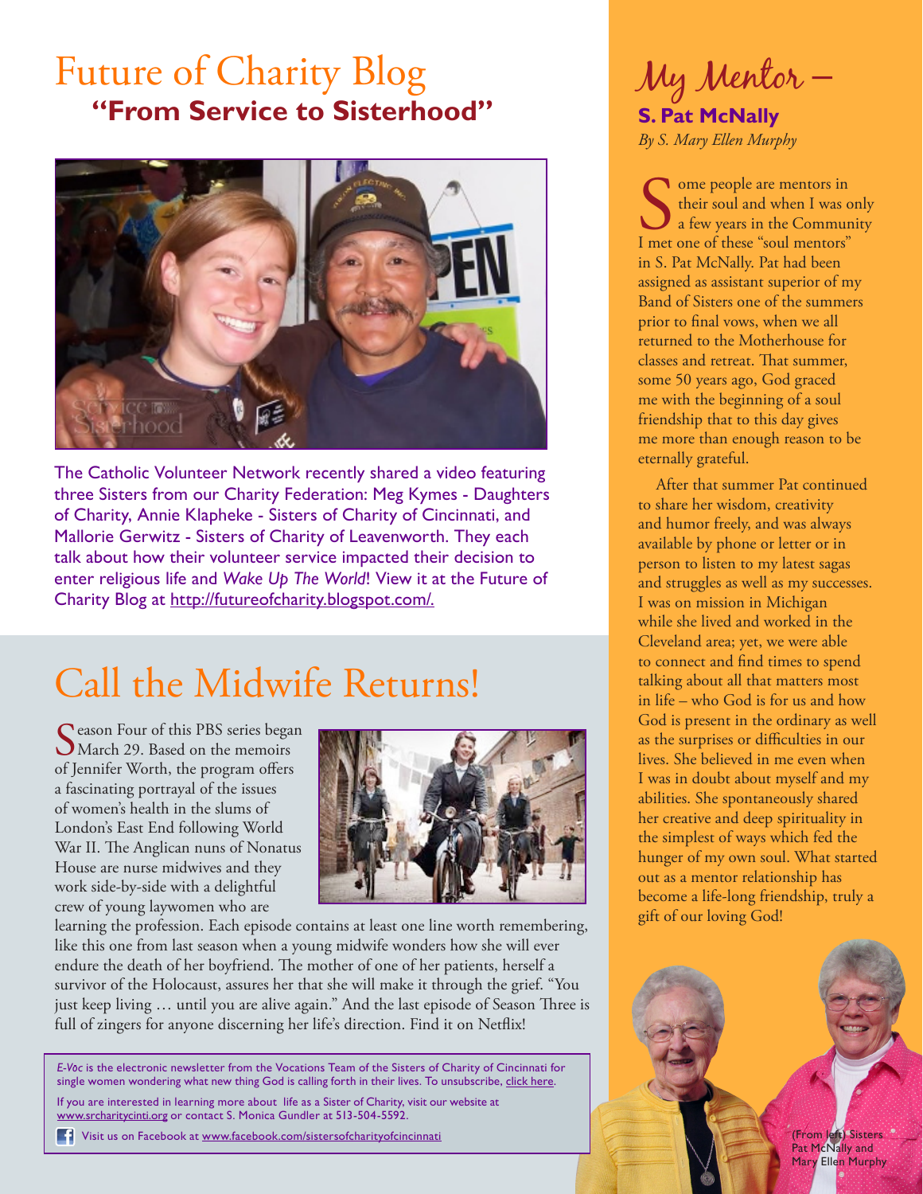# Future of Charity Blog

## "From Service to Sisterhood"

The Catholic Volunteer Network recently shared a video featuring three Sisters from our Charity Federation: Meg Kymes - Daughters of Charity, Annie Klapheke - Sisters of Charity of Cincinnati, and Mallorie Gerwitz - Sisters of Charity of Leavenworth. They each talk about how their volunteer service impacted their decision to enter religious life and *Wake Up The World*! View it at the Future of Charity Blog at http://futureofcharity.blogspot.com/.

# Call the Midwife Returns!

Season Four of this PBS series began March 29. Based on the memoirs of Jennifer Worth, the program offers a fascinating portrayal of the issues of women's health in the slums of London's East End following World War II. The Anglican nuns of Nonatus House are nurse midwives and they work side-by-side with a delightful crew of young laywomen who are learning the profession. Each episode contains at least one line worth remembering, like this one from last season when a young midwife wonders how she will ever endure the death of her boyfriend. The mother of one of her patients, herself a survivor of the Holocaust, assures her that she will make it through the grief. "You just keep living … until you are alive again." And the last episode of Season Three is full of zingers for anyone discerning her life's direction. Find it on Netflix!

*E-Voc* is the electronic newsletter from the Vocations Team of the Sisters of Charity of Cincinnati for single women wondering what new thing God is calling forth in their lives. To unsubscribe, click here.

If you are interested in learning more about life as a Sister of Charity, visit our website at www.srcharitycinti.org or contact S. Monica Gundler at 513-504-5592.

Visit us on Facebook at www.facebook.com/sistersofcharityofcincinnati

# My Mentor –

## S. Pat McNally

*By S. Mary Ellen Murphy*

Some people are mentors in their soul and when I was only a few years in the Community I met one of these "soul mentors" in S. Pat McNally. Pat had been assigned as assistant superior of my Band of Sisters one of the summers prior to final vows, when we all returned to the Motherhouse for classes and retreat. That summer, some 50 years ago, God graced me with the beginning of a soul friendship that to this day gives me more than enough reason to be eternally grateful.

After that summer Pat continued to share her wisdom, creativity and humor freely, and was always available by phone or letter or in person to listen to my latest sagas and struggles as well as my successes. I was on mission in Michigan while she lived and worked in the Cleveland area; yet, we were able to connect and find times to spend talking about all that matters most in life – who God is for us and how God is present in the ordinary as well as the surprises or difficulties in our lives. She believed in me even when I was in doubt about myself and my abilities. She spontaneously shared her creative and deep spirituality in the simplest of ways which fed the hunger of my own soul. What started out as a mentor relationship has become a life-long friendship, truly a gift of our loving God!

(From left) Sisters Pat McNally and Mary Ellen Murphy